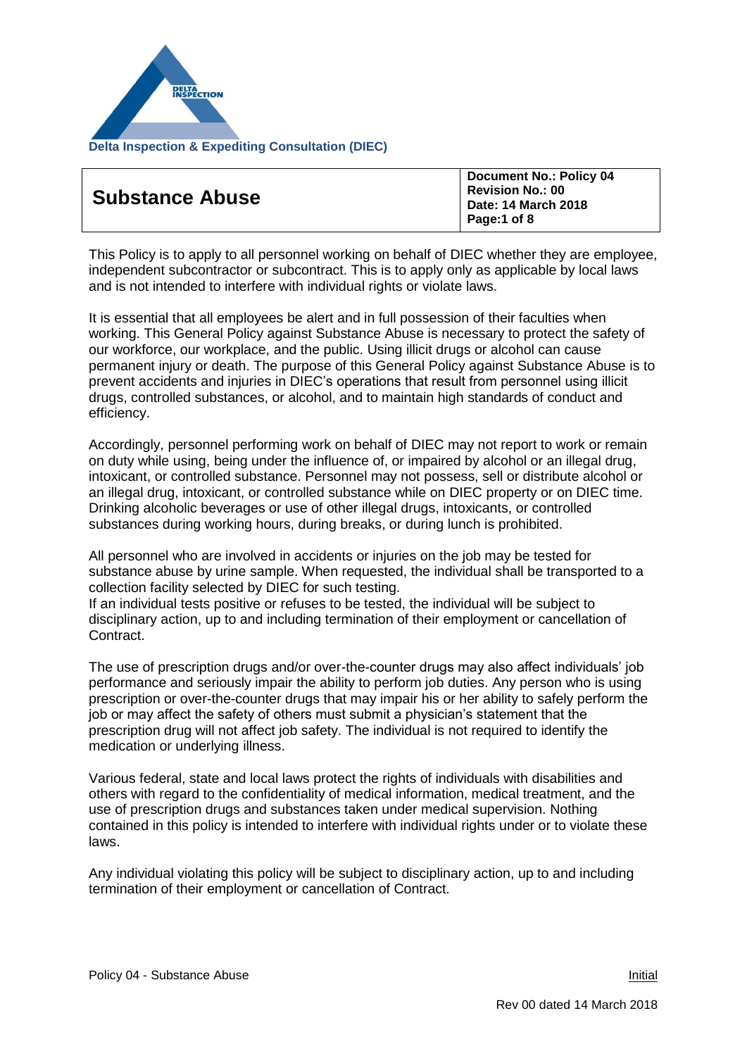Delta Inspection & Expediting Consultation (DIEC)

| # Substance Abuse | Document No.: Policy 04<br>Revision No.: 00<br>Date: 14 March 2018 |
|---|---|

This Policy is to apply to all personnel working on behalf of DIEC whether they are employee, independent subcontractor or subcontract. This is to apply only as applicable by local laws and is not intended to interfere with individual rights or violate laws.

It is essential that all employees be alert and in full possession of their faculties when working. This General Policy against Substance Abuse is necessary to protect the safety of our workforce, our workplace, and the public. Using illicit drugs or alcohol can cause permanent injury or death. The purpose of this General Policy against Substance Abuse is to prevent accidents and injuries in DIEC's operations that result from personnel using illicit drugs, controlled substances, or alcohol, and to maintain high standards of conduct and efficiency.

Accordingly, personnel performing work on behalf of DIEC may not report to work or remain on duty while using, being under the influence of, or impaired by alcohol or an illegal drug, intoxicant, or controlled substance. Personnel may not possess, sell or distribute alcohol or an illegal drug, intoxicant, or controlled substance while on DIEC property or on DIEC time. Drinking alcoholic beverages or use of other illegal drugs, intoxicants, or controlled substances during working hours, during breaks, or during lunch is prohibited.

All personnel who are involved in accidents or injuries on the job may be tested for substance abuse by urine sample. When requested, the individual shall be transported to a collection facility selected by DIEC for such testing.
If an individual tests positive or refuses to be tested, the individual will be subject to disciplinary action, up to and including termination of their employment or cancellation of Contract.

The use of prescription drugs and/or over-the-counter drugs may also affect individuals' job performance and seriously impair the ability to perform job duties. Any person who is using prescription or over-the-counter drugs that may impair his or her ability to safely perform the job or may affect the safety of others must submit a physician's statement that the prescription drug will not affect job safety. The individual is not required to identify the medication or underlying illness.

Various federal, state and local laws protect the rights of individuals with disabilities and others with regard to the confidentiality of medical information, medical treatment, and the use of prescription drugs and substances taken under medical supervision. Nothing contained in this policy is intended to interfere with individual rights under or to violate these laws.

Any individual violating this policy will be subject to disciplinary action, up to and including termination of their employment or cancellation of Contract.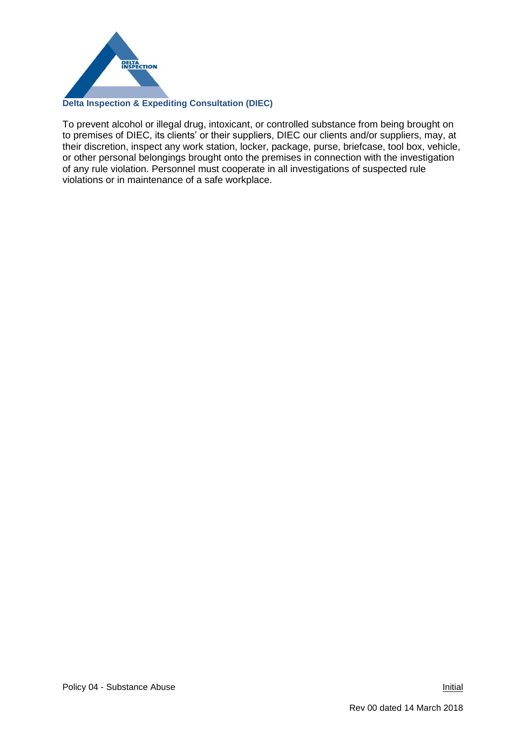**Delta Inspection & Expediting Consultation (DIEC)**

To prevent alcohol or illegal drug, intoxicant, or controlled substance from being brought on to premises of DIEC, its clients' or their suppliers, DIEC our clients and/or suppliers, may, at their discretion, inspect any work station, locker, package, purse, briefcase, tool box, vehicle, or other personal belongings brought onto the premises in connection with the investigation of any rule violation. Personnel must cooperate in all investigations of suspected rule violations or in maintenance of a safe workplace.